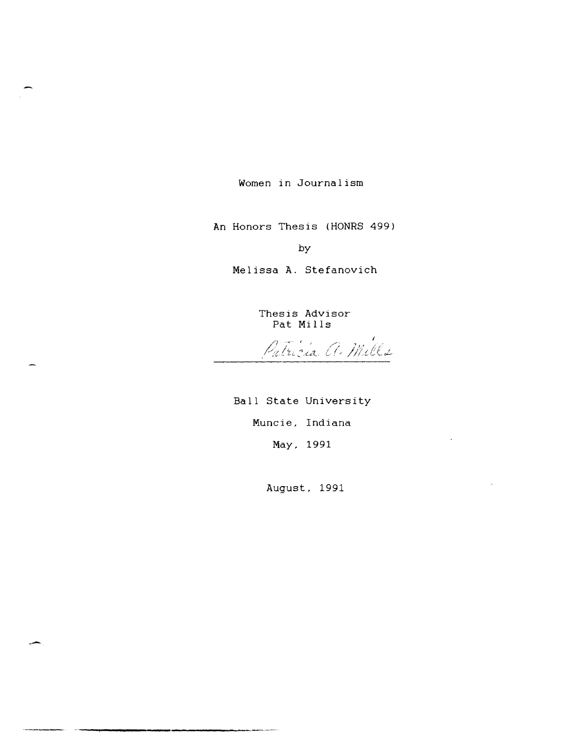# Women in Journalism

An Honors Thesis (HONRS 499)

by

Melissa A. Stefanovich

Thesis Advisor
Pat Mills

Patricia A. Mills

Ball State University

Muncie, Indiana

May, 1991

August, 1991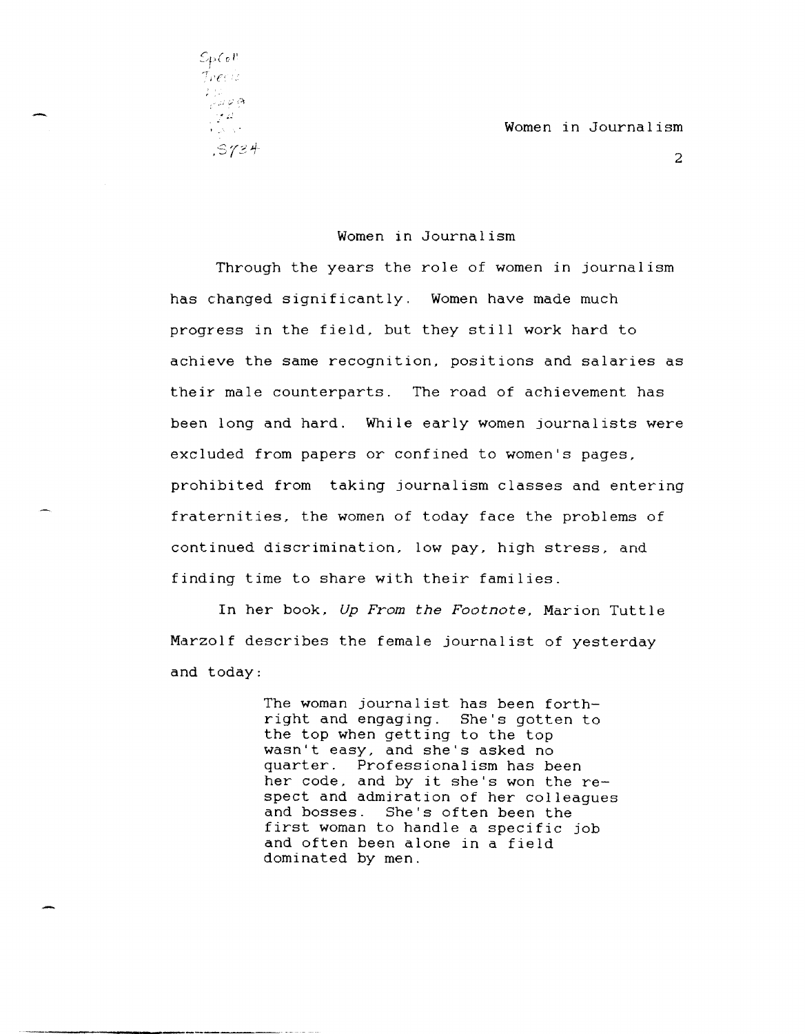# Women in Journalism

Through the years the role of women in journalism has changed significantly. Women have made much progress in the field, but they still work hard to achieve the same recognition, positions and salaries as their male counterparts. The road of achievement has been long and hard. While early women journalists were excluded from papers or confined to women's pages, prohibited from taking journalism classes and entering fraternities, the women of today face the problems of continued discrimination, low pay, high stress, and finding time to share with their families.

In her book, *Up From the Footnote*, Marion Tuttle Marzolf describes the female journalist of yesterday and today:

> The woman journalist has been forthright and engaging. She's gotten to the top when getting to the top wasn't easy, and she's asked no quarter. Professionalism has been her code, and by it she's won the respect and admiration of her colleagues and bosses. She's often been the first woman to handle a specific job and often been alone in a field dominated by men.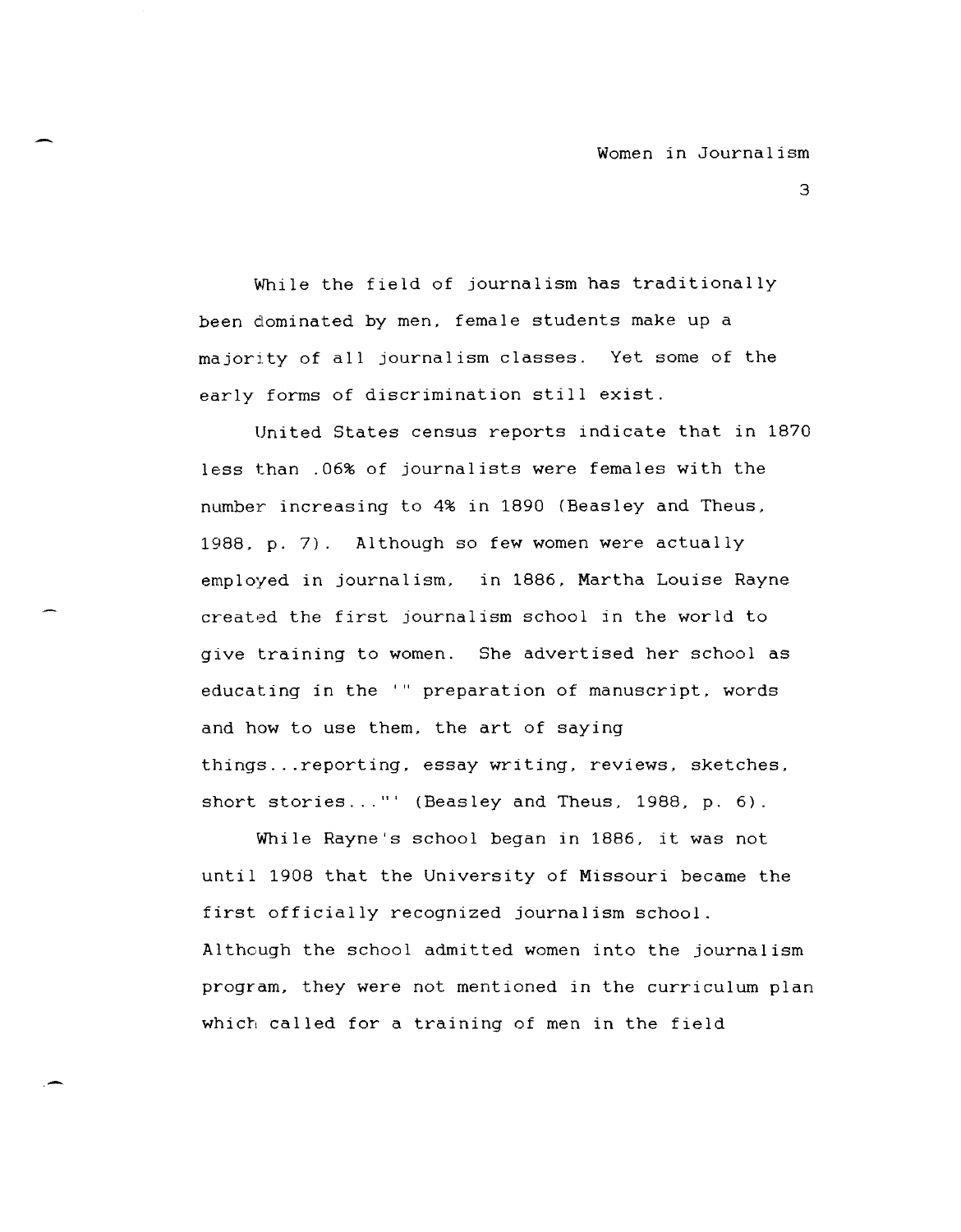While the field of journalism has traditionally been dominated by men, female students make up a majority of all journalism classes. Yet some of the early forms of discrimination still exist.

United States census reports indicate that in 1870 less than .06% of journalists were females with the number increasing to 4% in 1890 (Beasley and Theus, 1988, p. 7). Although so few women were actually employed in journalism, in 1886, Martha Louise Rayne created the first journalism school in the world to give training to women. She advertised her school as educating in the '" preparation of manuscript, words and how to use them, the art of saying things...reporting, essay writing, reviews, sketches, short stories..."' (Beasley and Theus, 1988, p. 6).

While Rayne's school began in 1886, it was not until 1908 that the University of Missouri became the first officially recognized journalism school. Although the school admitted women into the journalism program, they were not mentioned in the curriculum plan which called for a training of men in the field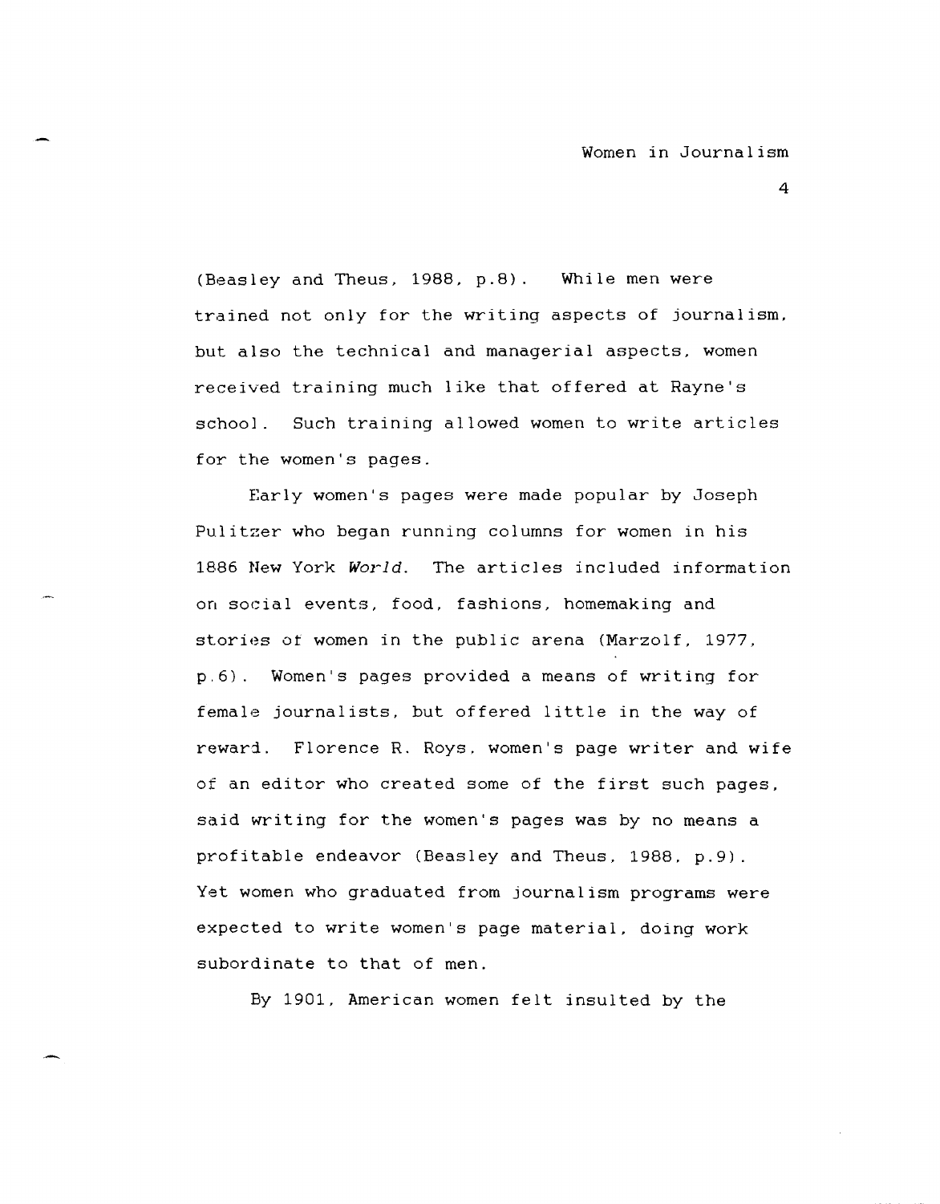(Beasley and Theus, 1988, p.8). While men were trained not only for the writing aspects of journalism, but also the technical and managerial aspects, women received training much like that offered at Rayne's school. Such training allowed women to write articles for the women's pages.

Early women's pages were made popular by Joseph Pulitzer who began running columns for women in his 1886 New York *World*. The articles included information on social events, food, fashions, homemaking and stories of women in the public arena (Marzolf, 1977, p.6). Women's pages provided a means of writing for female journalists, but offered little in the way of reward. Florence R. Roys, women's page writer and wife of an editor who created some of the first such pages, said writing for the women's pages was by no means a profitable endeavor (Beasley and Theus, 1988, p.9). Yet women who graduated from journalism programs were expected to write women's page material, doing work subordinate to that of men.

By 1901, American women felt insulted by the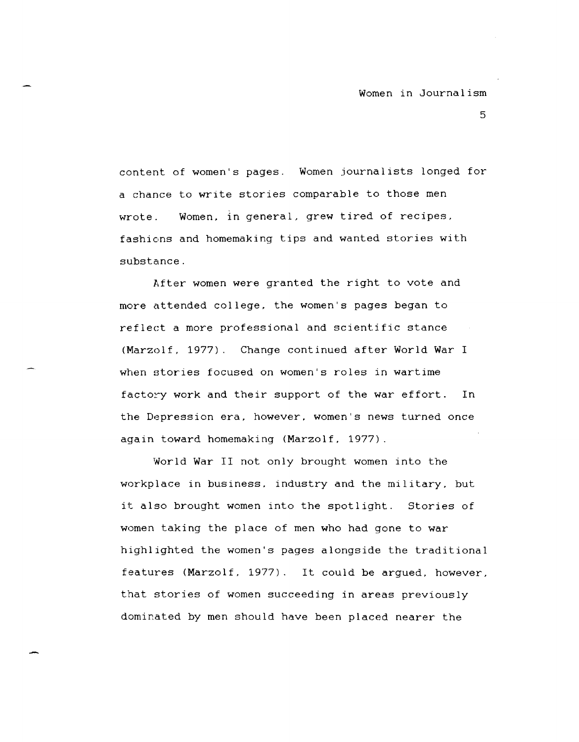content of women's pages. Women journalists longed for a chance to write stories comparable to those men wrote. Women, in general, grew tired of recipes, fashions and homemaking tips and wanted stories with substance.

After women were granted the right to vote and more attended college, the women's pages began to reflect a more professional and scientific stance (Marzolf, 1977). Change continued after World War I when stories focused on women's roles in wartime factory work and their support of the war effort. In the Depression era, however, women's news turned once again toward homemaking (Marzolf, 1977).

World War II not only brought women into the workplace in business, industry and the military, but it also brought women into the spotlight. Stories of women taking the place of men who had gone to war highlighted the women's pages alongside the traditional features (Marzolf, 1977). It could be argued, however, that stories of women succeeding in areas previously dominated by men should have been placed nearer the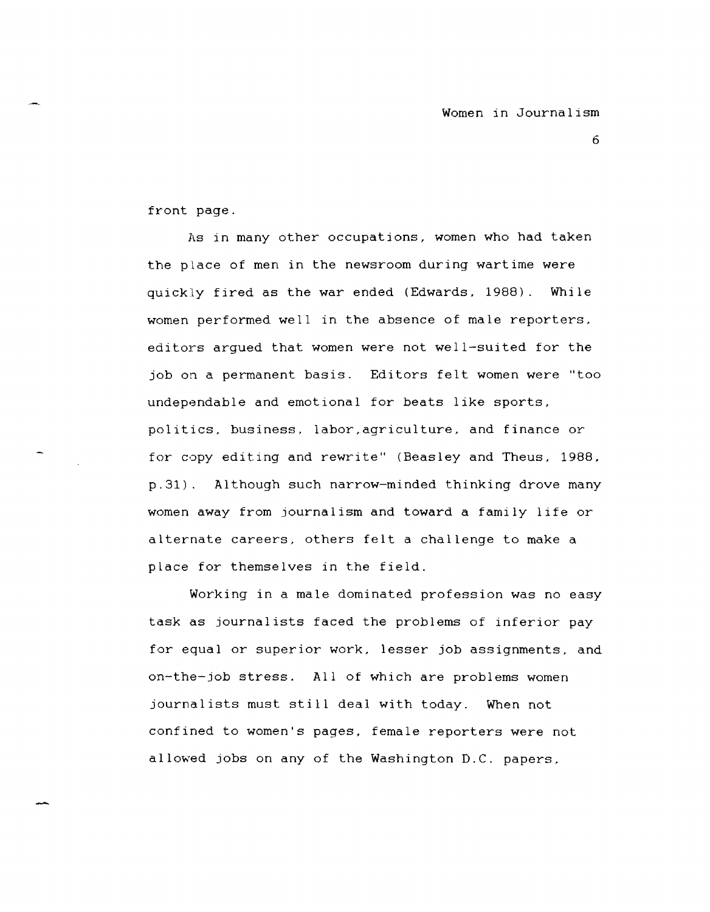front page.

As in many other occupations, women who had taken the place of men in the newsroom during wartime were quickly fired as the war ended (Edwards, 1988). While women performed well in the absence of male reporters, editors argued that women were not well-suited for the job on a permanent basis. Editors felt women were "too undependable and emotional for beats like sports, politics, business, labor,agriculture, and finance or for copy editing and rewrite" (Beasley and Theus, 1988, p.31). Although such narrow-minded thinking drove many women away from journalism and toward a family life or alternate careers, others felt a challenge to make a place for themselves in the field.

Working in a male dominated profession was no easy task as journalists faced the problems of inferior pay for equal or superior work, lesser job assignments, and on-the-job stress. All of which are problems women journalists must still deal with today. When not confined to women's pages, female reporters were not allowed jobs on any of the Washington D.C. papers,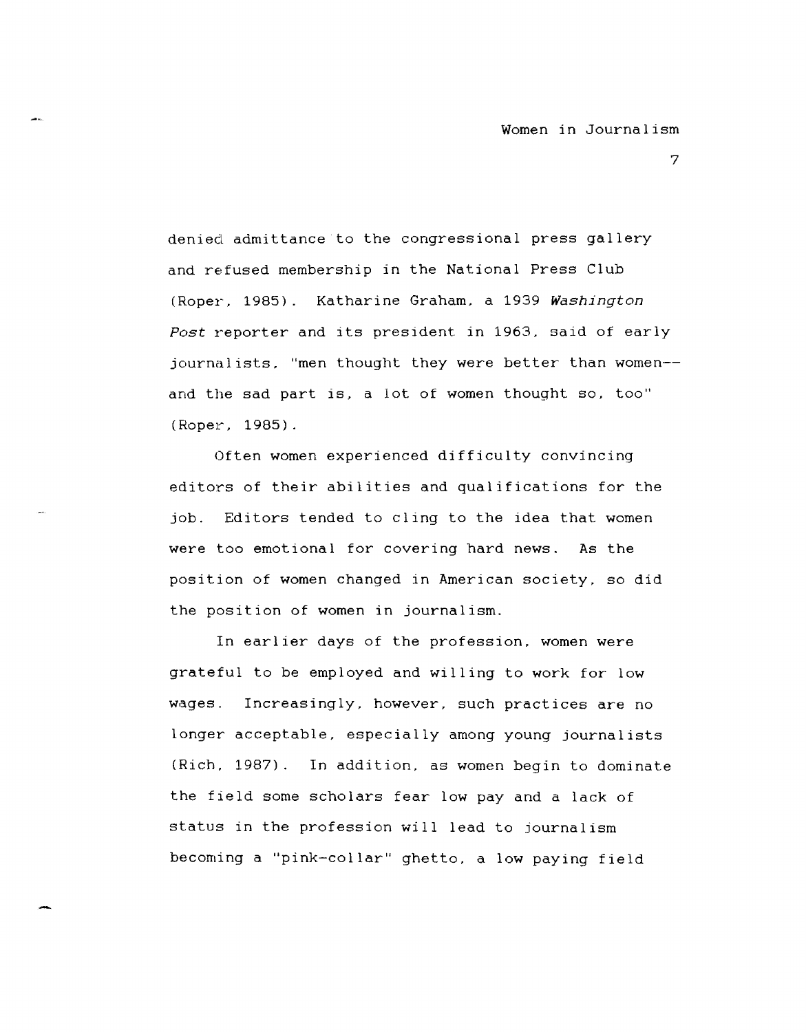denied admittance to the congressional press gallery and refused membership in the National Press Club (Roper, 1985). Katharine Graham, a 1939 *Washington Post* reporter and its president in 1963, said of early journalists, "men thought they were better than women--and the sad part is, a lot of women thought so, too" (Roper, 1985).

Often women experienced difficulty convincing editors of their abilities and qualifications for the job. Editors tended to cling to the idea that women were too emotional for covering hard news. As the position of women changed in American society, so did the position of women in journalism.

In earlier days of the profession, women were grateful to be employed and willing to work for low wages. Increasingly, however, such practices are no longer acceptable, especially among young journalists (Rich, 1987). In addition, as women begin to dominate the field some scholars fear low pay and a lack of status in the profession will lead to journalism becoming a "pink-collar" ghetto, a low paying field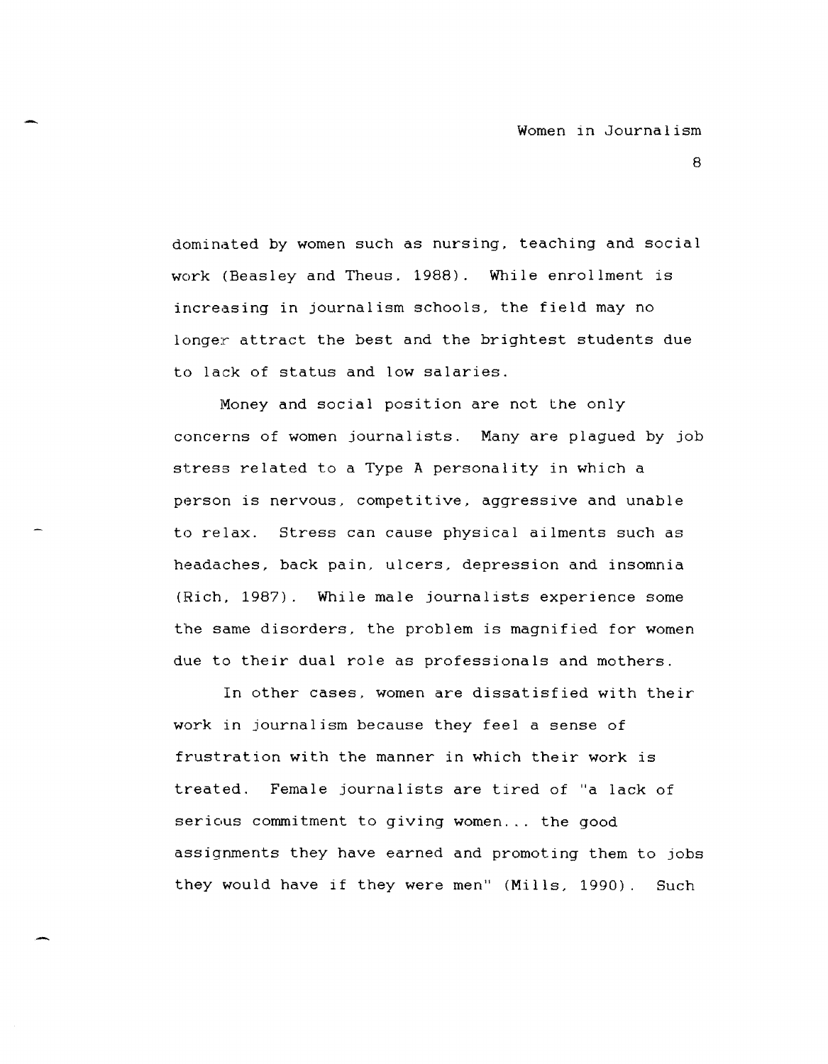dominated by women such as nursing, teaching and social work (Beasley and Theus, 1988). While enrollment is increasing in journalism schools, the field may no longer attract the best and the brightest students due to lack of status and low salaries.

Money and social position are not the only concerns of women journalists. Many are plagued by job stress related to a Type A personality in which a person is nervous, competitive, aggressive and unable to relax. Stress can cause physical ailments such as headaches, back pain, ulcers, depression and insomnia (Rich, 1987). While male journalists experience some the same disorders, the problem is magnified for women due to their dual role as professionals and mothers.

In other cases, women are dissatisfied with their work in journalism because they feel a sense of frustration with the manner in which their work is treated. Female journalists are tired of "a lack of serious commitment to giving women... the good assignments they have earned and promoting them to jobs they would have if they were men" (Mills, 1990). Such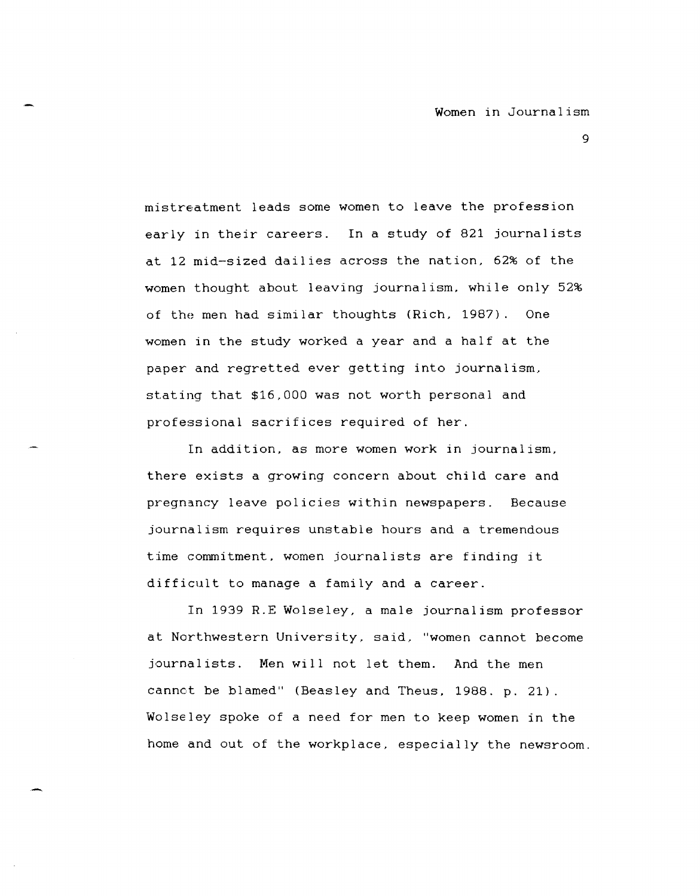mistreatment leads some women to leave the profession early in their careers. In a study of 821 journalists at 12 mid-sized dailies across the nation, 62% of the women thought about leaving journalism, while only 52% of the men had similar thoughts (Rich, 1987). One women in the study worked a year and a half at the paper and regretted ever getting into journalism, stating that $16,000 was not worth personal and professional sacrifices required of her.

In addition, as more women work in journalism, there exists a growing concern about child care and pregnancy leave policies within newspapers. Because journalism requires unstable hours and a tremendous time commitment, women journalists are finding it difficult to manage a family and a career.

In 1939 R.E Wolseley, a male journalism professor at Northwestern University, said, "women cannot become journalists. Men will not let them. And the men cannot be blamed" (Beasley and Theus, 1988, p. 21). Wolseley spoke of a need for men to keep women in the home and out of the workplace, especially the newsroom.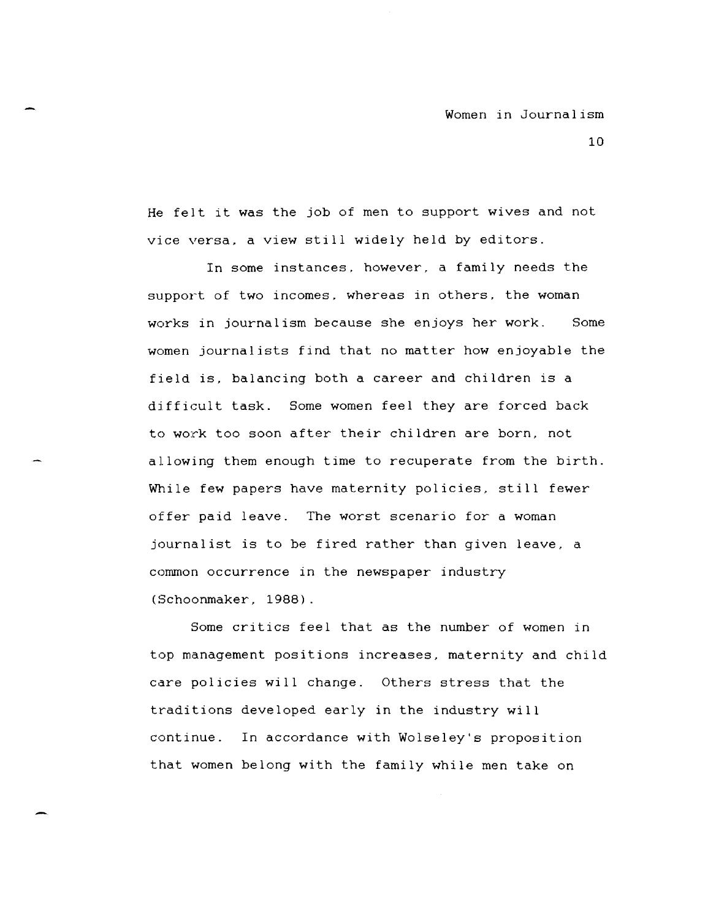He felt it was the job of men to support wives and not vice versa, a view still widely held by editors.

In some instances, however, a family needs the support of two incomes, whereas in others, the woman works in journalism because she enjoys her work. Some women journalists find that no matter how enjoyable the field is, balancing both a career and children is a difficult task. Some women feel they are forced back to work too soon after their children are born, not allowing them enough time to recuperate from the birth. While few papers have maternity policies, still fewer offer paid leave. The worst scenario for a woman journalist is to be fired rather than given leave, a common occurrence in the newspaper industry (Schoonmaker, 1988).

Some critics feel that as the number of women in top management positions increases, maternity and child care policies will change. Others stress that the traditions developed early in the industry will continue. In accordance with Wolseley's proposition that women belong with the family while men take on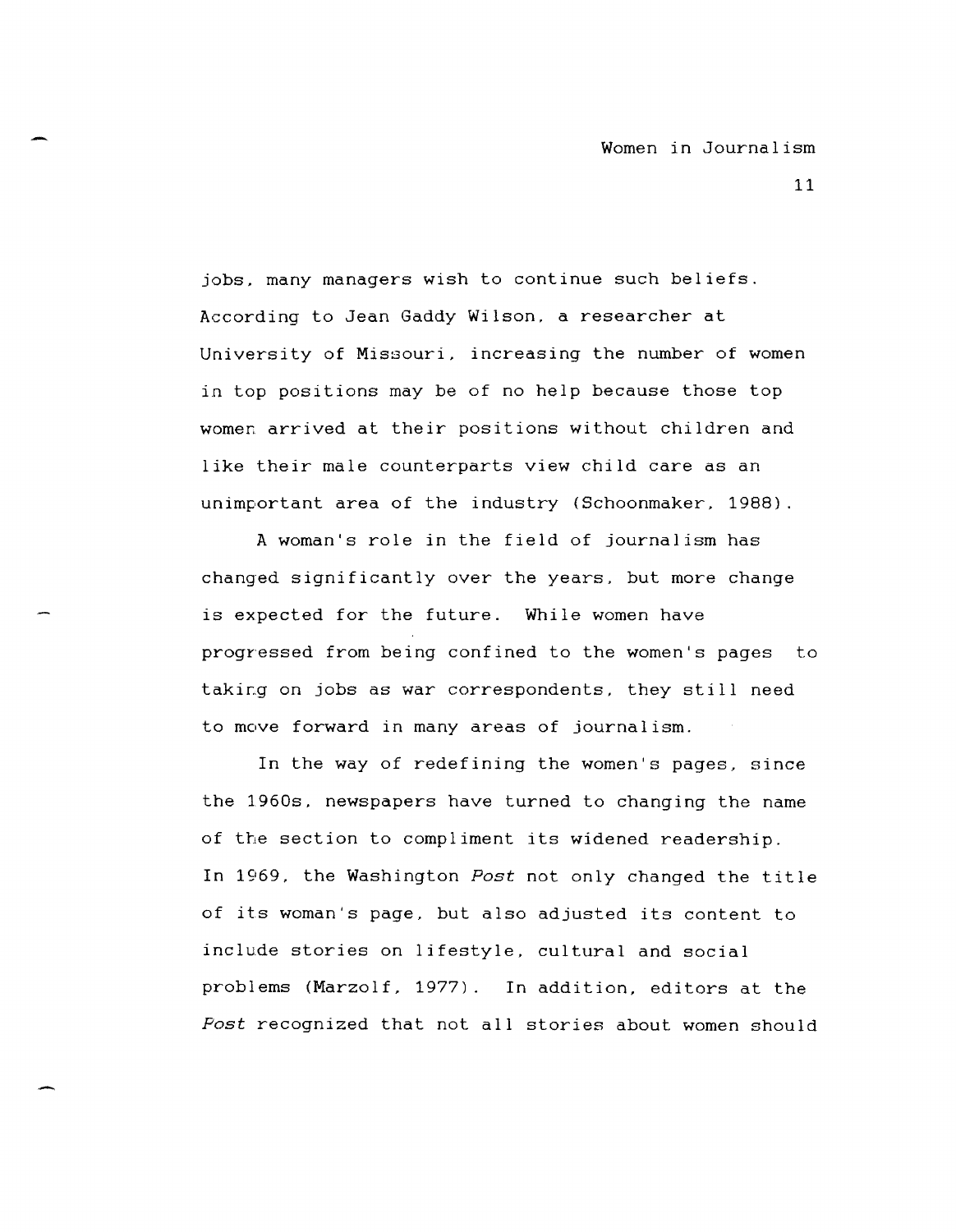jobs, many managers wish to continue such beliefs. According to Jean Gaddy Wilson, a researcher at University of Missouri, increasing the number of women in top positions may be of no help because those top women arrived at their positions without children and like their male counterparts view child care as an unimportant area of the industry (Schoonmaker, 1988).

A woman's role in the field of journalism has changed significantly over the years, but more change is expected for the future. While women have progressed from being confined to the women's pages to taking on jobs as war correspondents, they still need to move forward in many areas of journalism.

In the way of redefining the women's pages, since the 1960s, newspapers have turned to changing the name of the section to compliment its widened readership. In 1969, the Washington *Post* not only changed the title of its woman's page, but also adjusted its content to include stories on lifestyle, cultural and social problems (Marzolf, 1977). In addition, editors at the *Post* recognized that not all stories about women should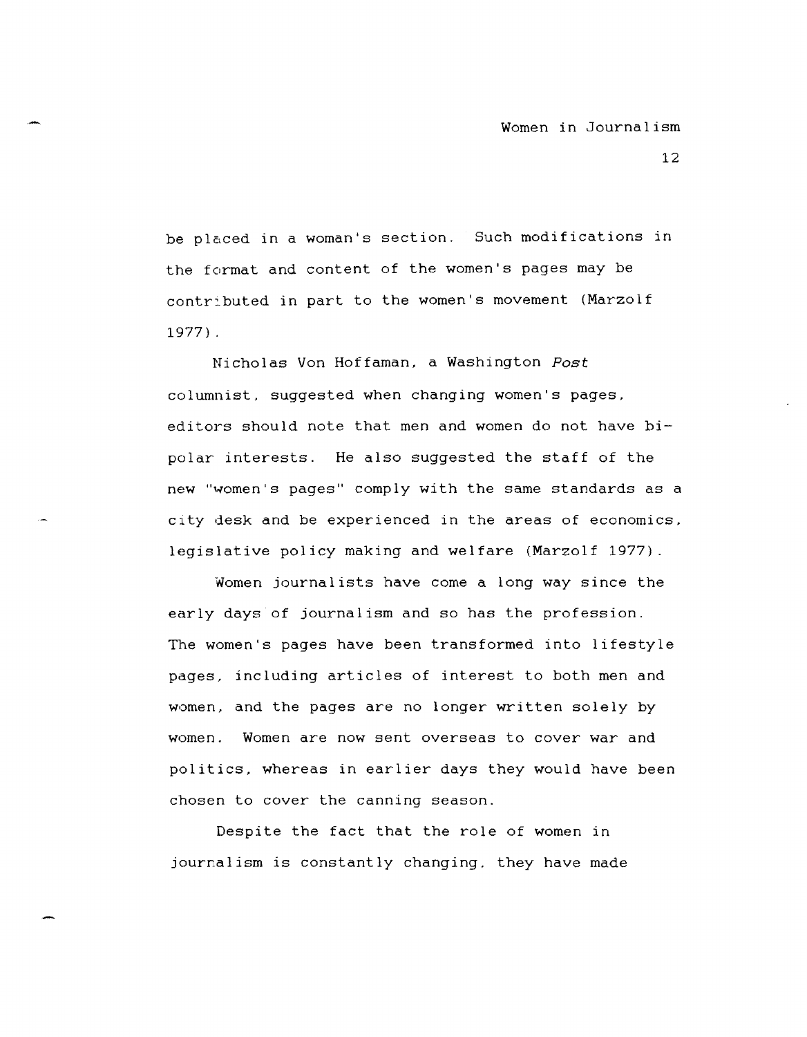be placed in a woman's section. Such modifications in the format and content of the women's pages may be contributed in part to the women's movement (Marzolf 1977).

Nicholas Von Hoffaman, a Washington *Post* columnist, suggested when changing women's pages, editors should note that men and women do not have bi-polar interests. He also suggested the staff of the new "women's pages" comply with the same standards as a city desk and be experienced in the areas of economics, legislative policy making and welfare (Marzolf 1977).

Women journalists have come a long way since the early days of journalism and so has the profession. The women's pages have been transformed into lifestyle pages, including articles of interest to both men and women, and the pages are no longer written solely by women. Women are now sent overseas to cover war and politics, whereas in earlier days they would have been chosen to cover the canning season.

Despite the fact that the role of women in journalism is constantly changing, they have made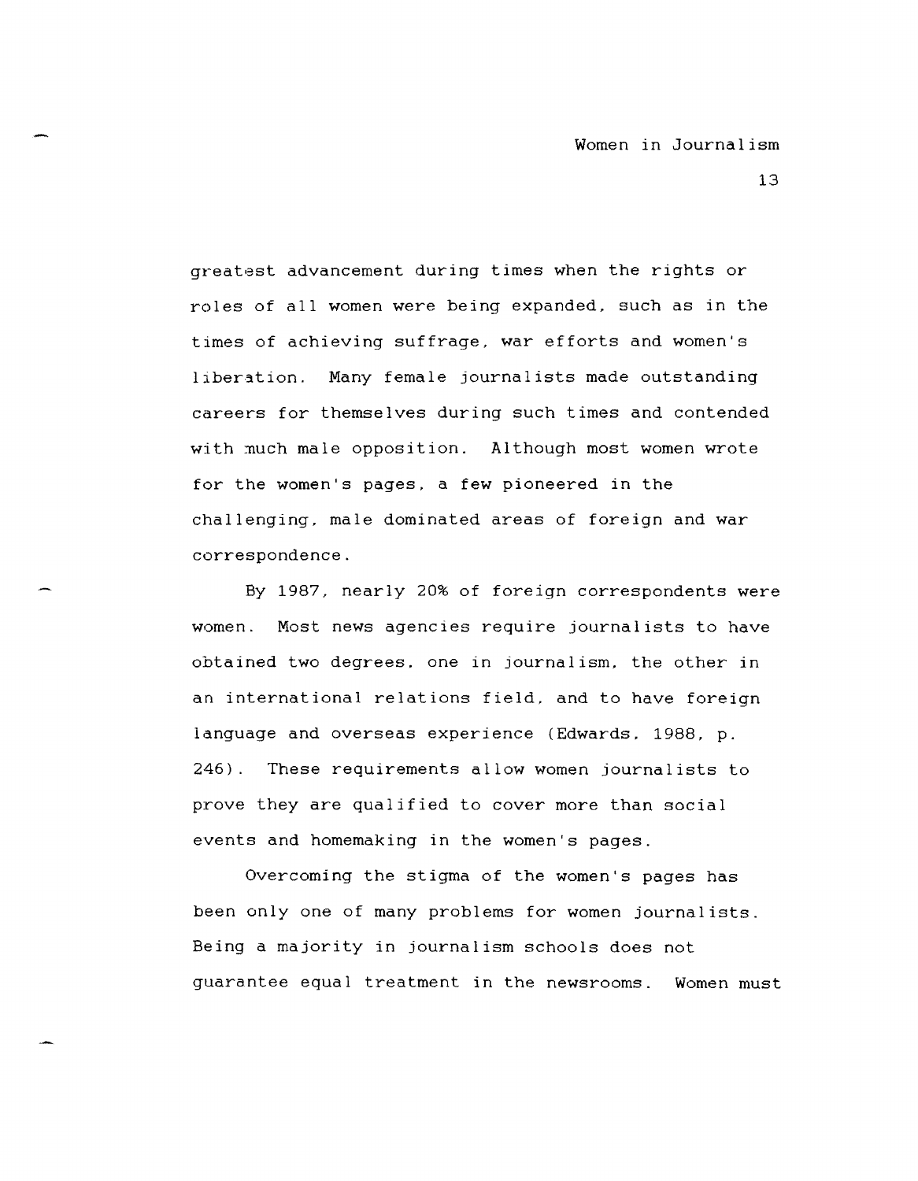greatest advancement during times when the rights or roles of all women were being expanded, such as in the times of achieving suffrage, war efforts and women's liberation. Many female journalists made outstanding careers for themselves during such times and contended with much male opposition. Although most women wrote for the women's pages, a few pioneered in the challenging, male dominated areas of foreign and war correspondence.

By 1987, nearly 20% of foreign correspondents were women. Most news agencies require journalists to have obtained two degrees, one in journalism, the other in an international relations field, and to have foreign language and overseas experience (Edwards, 1988, p. 246). These requirements allow women journalists to prove they are qualified to cover more than social events and homemaking in the women's pages.

Overcoming the stigma of the women's pages has been only one of many problems for women journalists. Being a majority in journalism schools does not guarantee equal treatment in the newsrooms. Women must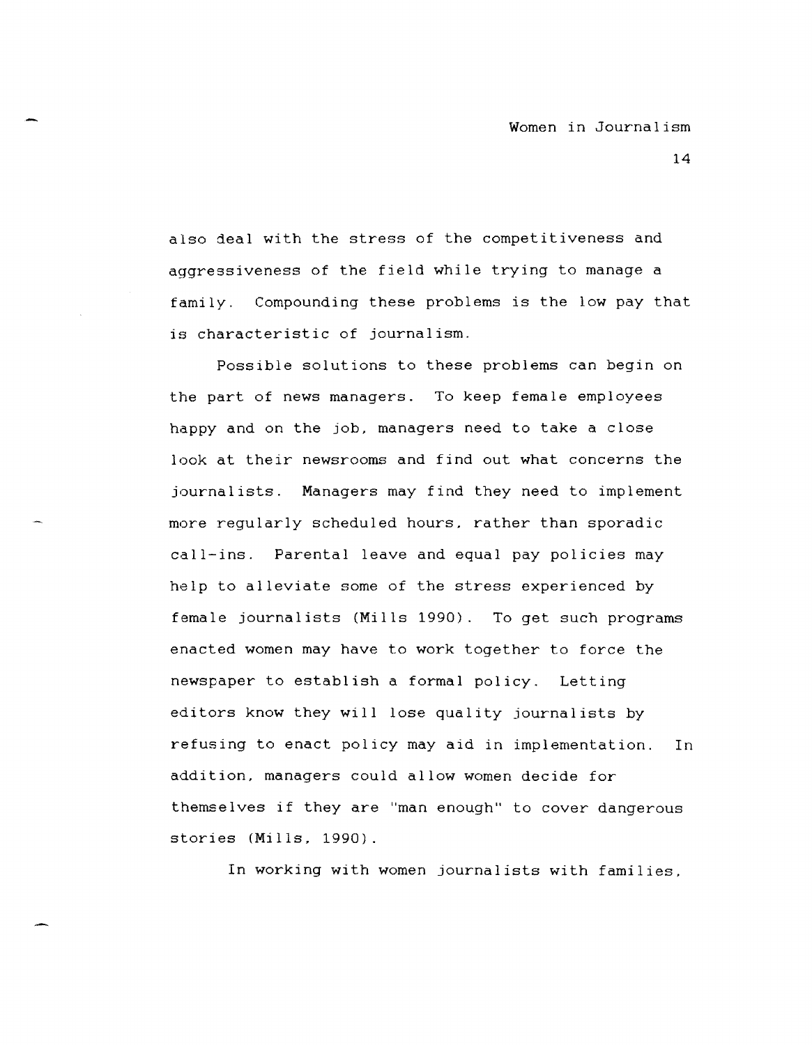also deal with the stress of the competitiveness and aggressiveness of the field while trying to manage a family. Compounding these problems is the low pay that is characteristic of journalism.

Possible solutions to these problems can begin on the part of news managers. To keep female employees happy and on the job, managers need to take a close look at their newsrooms and find out what concerns the journalists. Managers may find they need to implement more regularly scheduled hours, rather than sporadic call-ins. Parental leave and equal pay policies may help to alleviate some of the stress experienced by female journalists (Mills 1990). To get such programs enacted women may have to work together to force the newspaper to establish a formal policy. Letting editors know they will lose quality journalists by refusing to enact policy may aid in implementation. In addition, managers could allow women decide for themselves if they are "man enough" to cover dangerous stories (Mills, 1990).

In working with women journalists with families,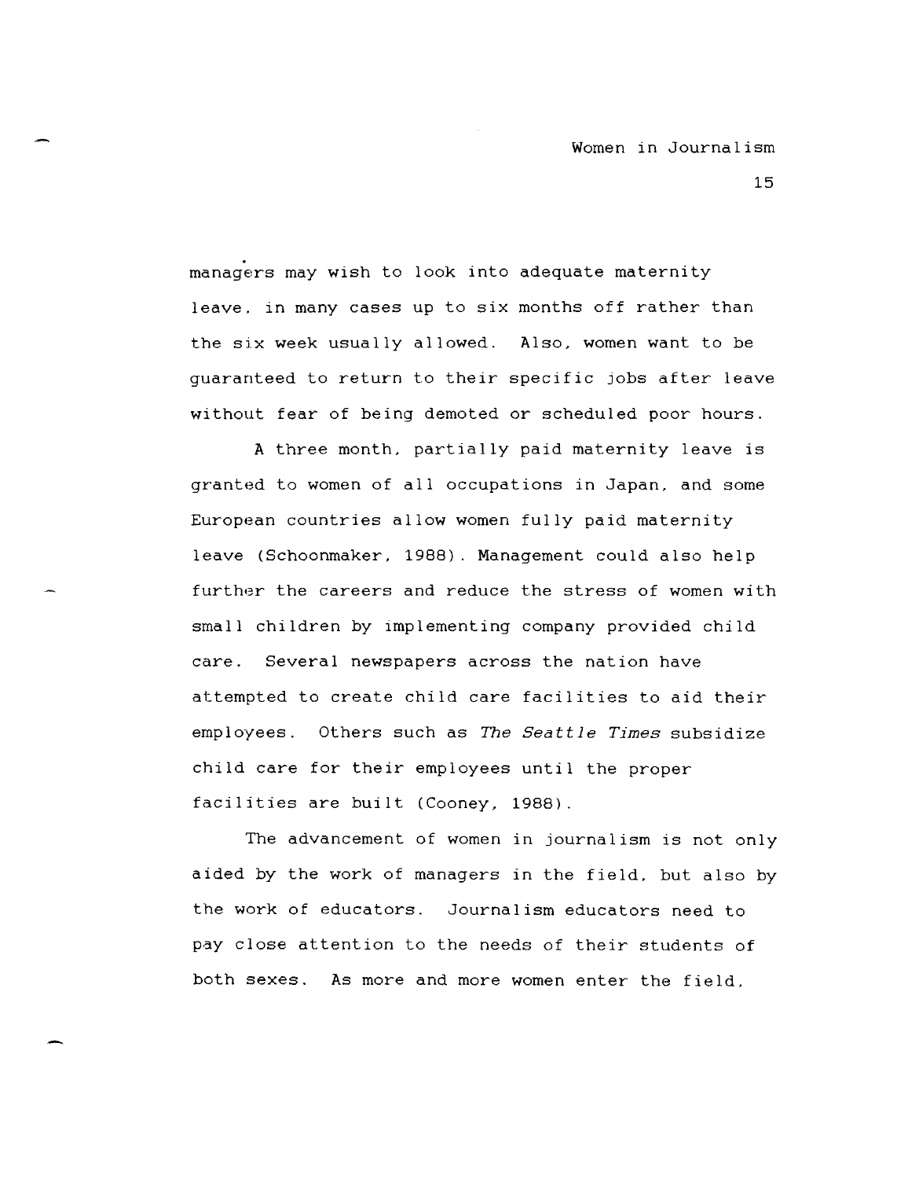managers may wish to look into adequate maternity leave, in many cases up to six months off rather than the six week usually allowed. Also, women want to be guaranteed to return to their specific jobs after leave without fear of being demoted or scheduled poor hours.

A three month, partially paid maternity leave is granted to women of all occupations in Japan, and some European countries allow women fully paid maternity leave (Schoonmaker, 1988). Management could also help further the careers and reduce the stress of women with small children by implementing company provided child care. Several newspapers across the nation have attempted to create child care facilities to aid their employees. Others such as *The Seattle Times* subsidize child care for their employees until the proper facilities are built (Cooney, 1988).

The advancement of women in journalism is not only aided by the work of managers in the field, but also by the work of educators. Journalism educators need to pay close attention to the needs of their students of both sexes. As more and more women enter the field,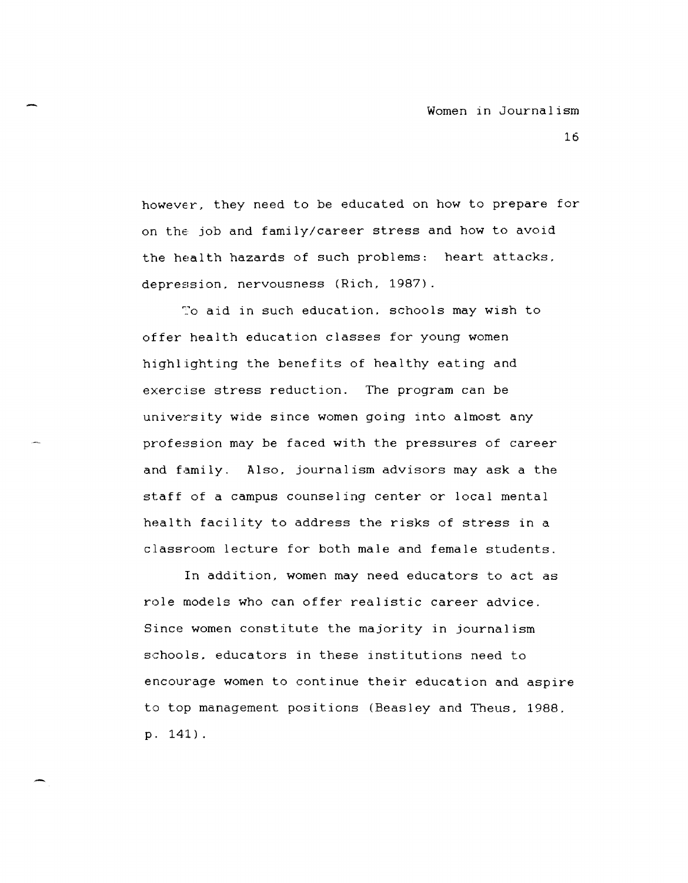however, they need to be educated on how to prepare for on the job and family/career stress and how to avoid the health hazards of such problems: heart attacks, depression, nervousness (Rich, 1987).

To aid in such education, schools may wish to offer health education classes for young women highlighting the benefits of healthy eating and exercise stress reduction. The program can be university wide since women going into almost any profession may be faced with the pressures of career and family. Also, journalism advisors may ask a the staff of a campus counseling center or local mental health facility to address the risks of stress in a classroom lecture for both male and female students.

In addition, women may need educators to act as role models who can offer realistic career advice. Since women constitute the majority in journalism schools, educators in these institutions need to encourage women to continue their education and aspire to top management positions (Beasley and Theus, 1988, p. 141).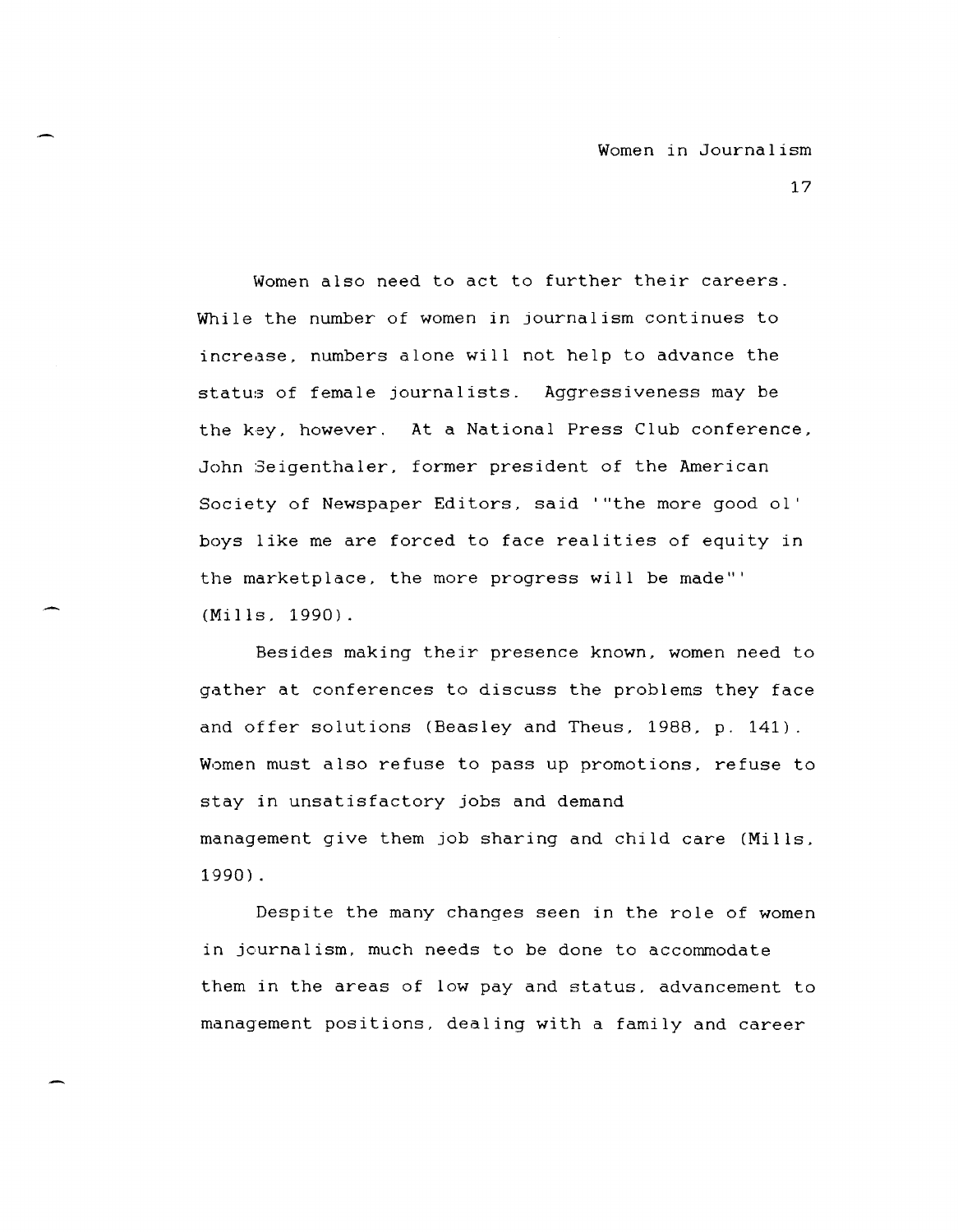Women also need to act to further their careers. While the number of women in journalism continues to increase, numbers alone will not help to advance the status of female journalists. Aggressiveness may be the key, however. At a National Press Club conference, John Seigenthaler, former president of the American Society of Newspaper Editors, said '"the more good ol' boys like me are forced to face realities of equity in the marketplace, the more progress will be made"' (Mills, 1990).

Besides making their presence known, women need to gather at conferences to discuss the problems they face and offer solutions (Beasley and Theus, 1988, p. 141). Women must also refuse to pass up promotions, refuse to stay in unsatisfactory jobs and demand management give them job sharing and child care (Mills, 1990).

Despite the many changes seen in the role of women in journalism, much needs to be done to accommodate them in the areas of low pay and status, advancement to management positions, dealing with a family and career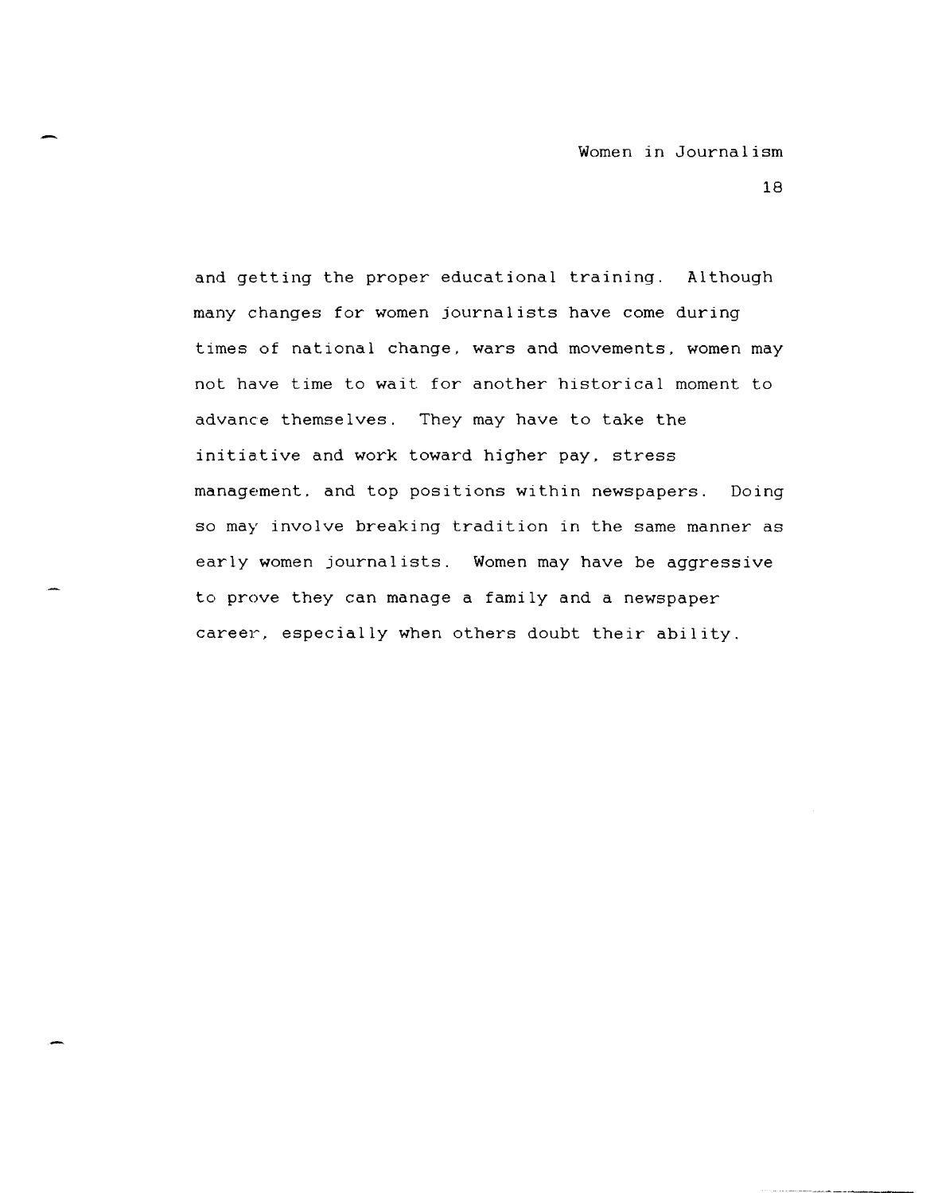and getting the proper educational training. Although many changes for women journalists have come during times of national change, wars and movements, women may not have time to wait for another historical moment to advance themselves. They may have to take the initiative and work toward higher pay, stress management, and top positions within newspapers. Doing so may involve breaking tradition in the same manner as early women journalists. Women may have be aggressive to prove they can manage a family and a newspaper career, especially when others doubt their ability.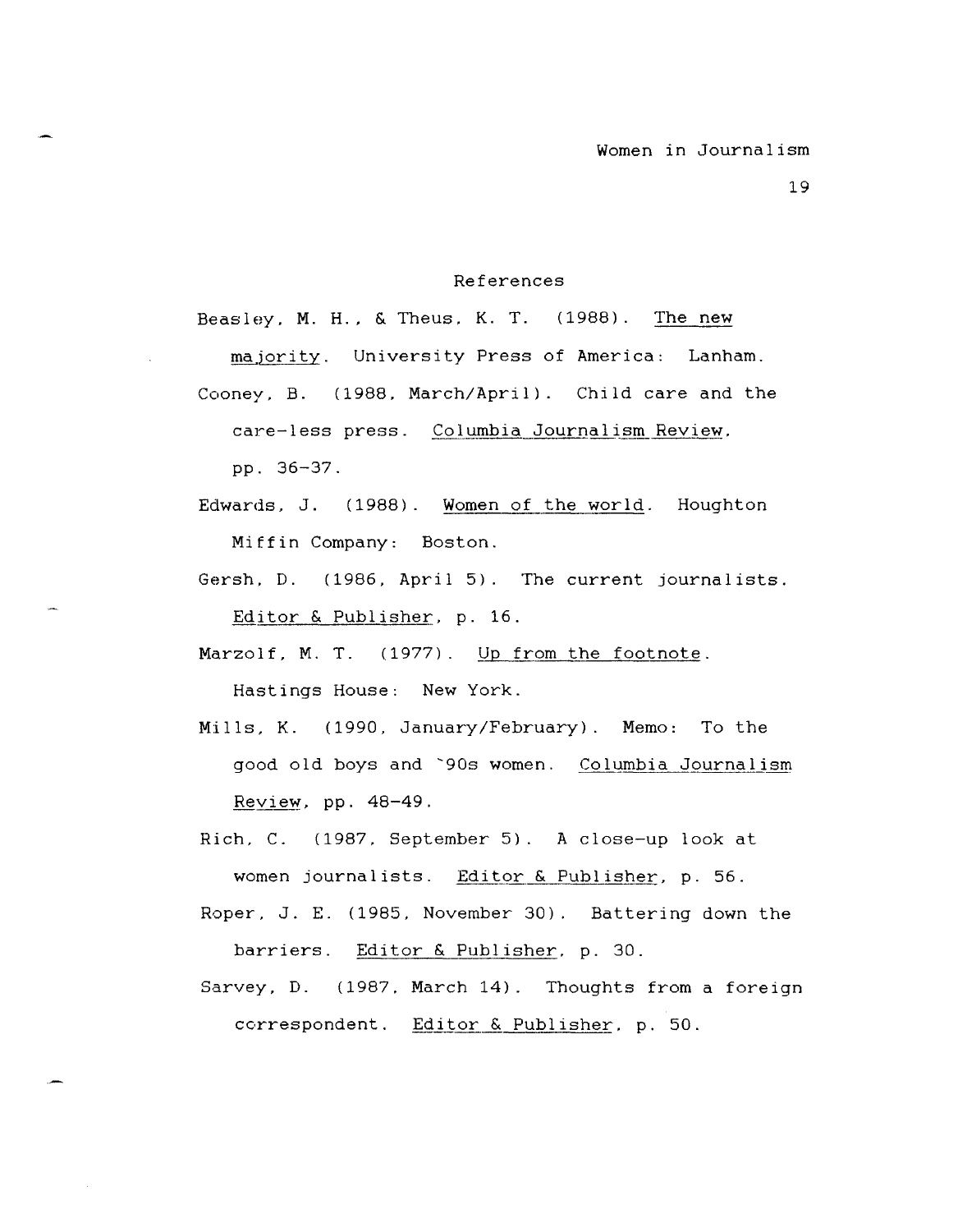# References

Beasley, M. H., & Theus, K. T. (1988). _The new majority_. University Press of America: Lanham.

Cooney, B. (1988, March/April). Child care and the care-less press. _Columbia Journalism Review_, pp. 36-37.

Edwards, J. (1988). _Women of the world_. Houghton Miffin Company: Boston.

Gersh, D. (1986, April 5). The current journalists. _Editor & Publisher_, p. 16.

Marzolf, M. T. (1977). _Up from the footnote_. Hastings House: New York.

Mills, K. (1990, January/February). Memo: To the good old boys and `90s women. _Columbia Journalism Review_, pp. 48-49.

Rich, C. (1987, September 5). A close-up look at women journalists. _Editor & Publisher_, p. 56.

Roper, J. E. (1985, November 30). Battering down the barriers. _Editor & Publisher_, p. 30.

Sarvey, D. (1987, March 14). Thoughts from a foreign correspondent. _Editor & Publisher_, p. 50.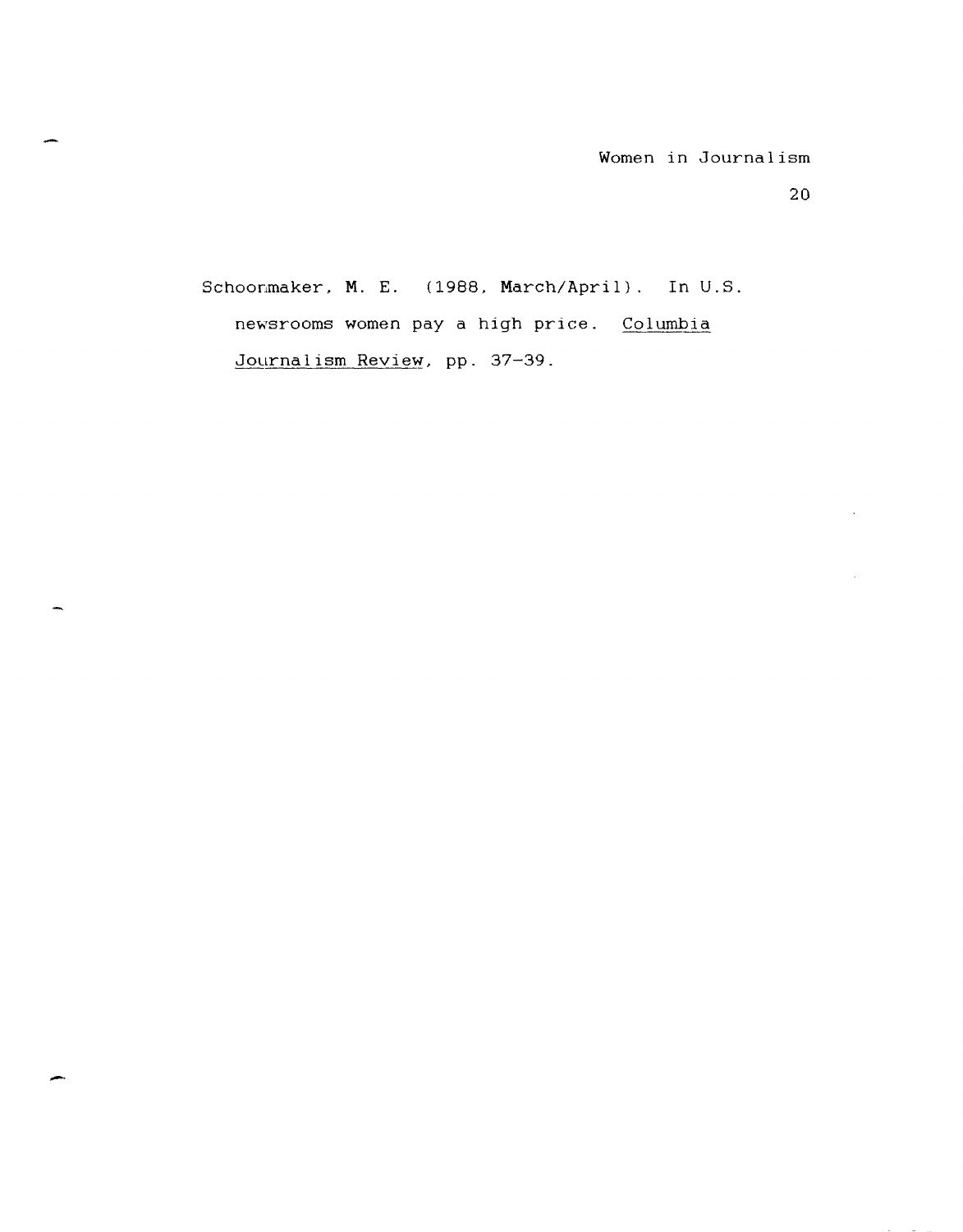Schoonmaker, M. E. (1988, March/April). In U.S. newsrooms women pay a high price. *Columbia Journalism Review*, pp. 37-39.